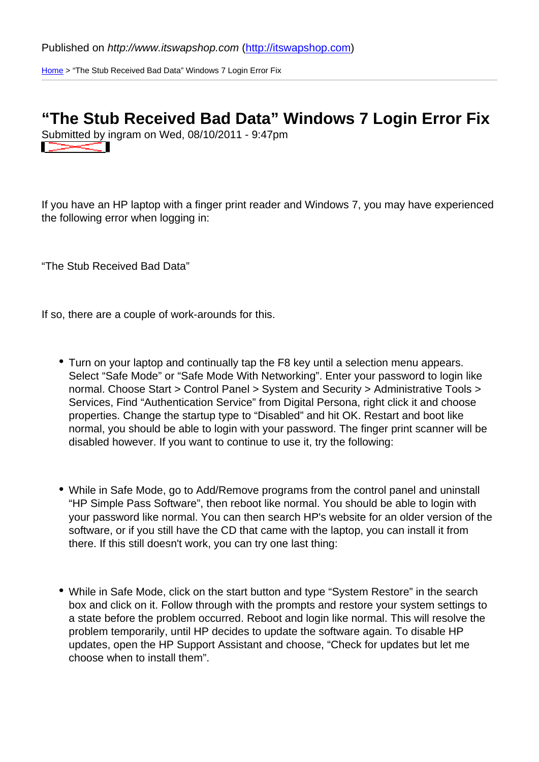Published on *http://www.itswapshop.com* (http://itswapshop.com)

Home > “The Stub Received Bad Data” Windows 7 Login Error Fix

# “The Stub Received Bad Data” Windows 7 Login Error Fix

Submitted by ingram on Wed, 08/10/2011 - 9:47pm

If you have an HP laptop with a finger print reader and Windows 7, you may have experienced the following error when logging in:

“The Stub Received Bad Data”

If so, there are a couple of work-arounds for this.

- Turn on your laptop and continually tap the F8 key until a selection menu appears. Select “Safe Mode” or “Safe Mode With Networking”. Enter your password to login like normal. Choose Start > Control Panel > System and Security > Administrative Tools > Services, Find “Authentication Service” from Digital Persona, right click it and choose properties. Change the startup type to “Disabled” and hit OK. Restart and boot like normal, you should be able to login with your password. The finger print scanner will be disabled however. If you want to continue to use it, try the following:

- While in Safe Mode, go to Add/Remove programs from the control panel and uninstall “HP Simple Pass Software”, then reboot like normal. You should be able to login with your password like normal. You can then search HP's website for an older version of the software, or if you still have the CD that came with the laptop, you can install it from there. If this still doesn't work, you can try one last thing:

- While in Safe Mode, click on the start button and type “System Restore” in the search box and click on it. Follow through with the prompts and restore your system settings to a state before the problem occurred. Reboot and login like normal. This will resolve the problem temporarily, until HP decides to update the software again. To disable HP updates, open the HP Support Assistant and choose, “Check for updates but let me choose when to install them”.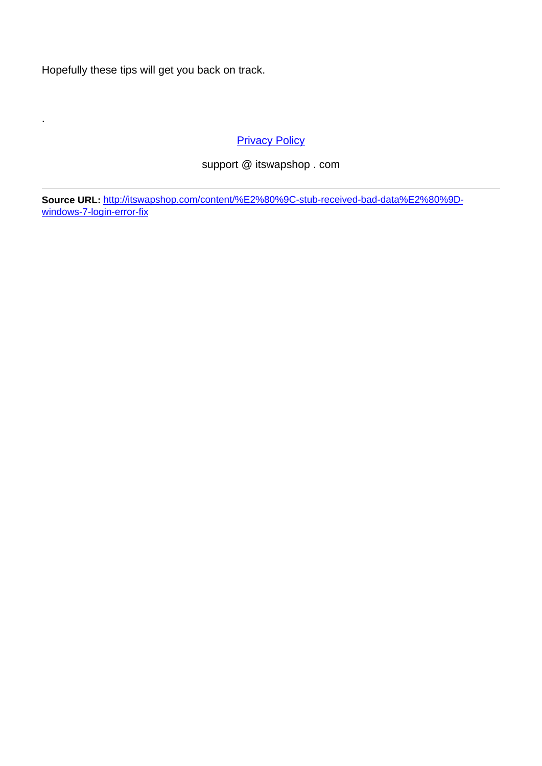Hopefully these tips will get you back on track.

.

[Privacy Policy](#)

support @ itswapshop . com

---

**Source URL:** [http://itswapshop.com/content/%E2%80%9C-stub-received-bad-data%E2%80%9D-windows-7-login-error-fix](http://itswapshop.com/content/%E2%80%9C-stub-received-bad-data%E2%80%9D-windows-7-login-error-fix)